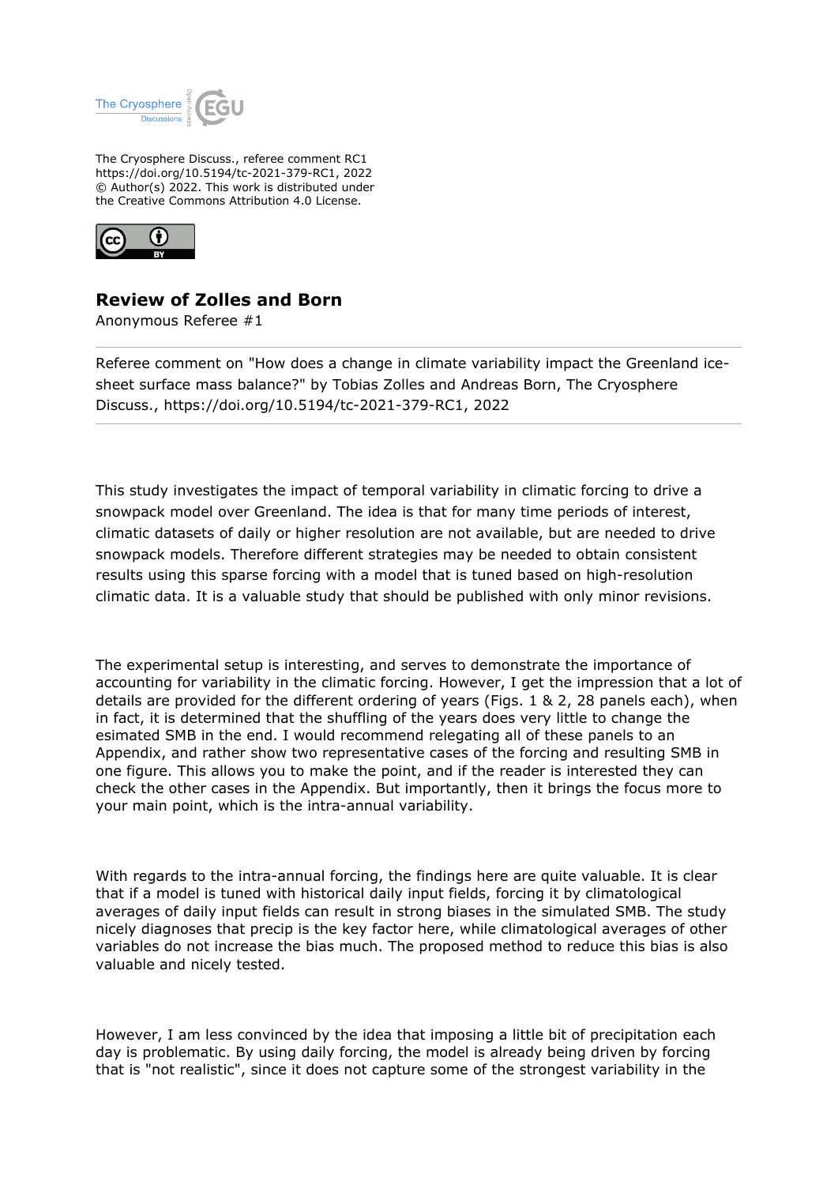The Cryosphere Discuss., referee comment RC1
https://doi.org/10.5194/tc-2021-379-RC1, 2022
© Author(s) 2022. This work is distributed under
the Creative Commons Attribution 4.0 License.

## Review of Zolles and Born

Anonymous Referee #1

Referee comment on "How does a change in climate variability impact the Greenland ice-sheet surface mass balance?" by Tobias Zolles and Andreas Born, The Cryosphere Discuss., https://doi.org/10.5194/tc-2021-379-RC1, 2022

---

This study investigates the impact of temporal variability in climatic forcing to drive a snowpack model over Greenland. The idea is that for many time periods of interest, climatic datasets of daily or higher resolution are not available, but are needed to drive snowpack models. Therefore different strategies may be needed to obtain consistent results using this sparse forcing with a model that is tuned based on high-resolution climatic data. It is a valuable study that should be published with only minor revisions.

The experimental setup is interesting, and serves to demonstrate the importance of accounting for variability in the climatic forcing. However, I get the impression that a lot of details are provided for the different ordering of years (Figs. 1 & 2, 28 panels each), when in fact, it is determined that the shuffling of the years does very little to change the esimated SMB in the end. I would recommend relegating all of these panels to an Appendix, and rather show two representative cases of the forcing and resulting SMB in one figure. This allows you to make the point, and if the reader is interested they can check the other cases in the Appendix. But importantly, then it brings the focus more to your main point, which is the intra-annual variability.

With regards to the intra-annual forcing, the findings here are quite valuable. It is clear that if a model is tuned with historical daily input fields, forcing it by climatological averages of daily input fields can result in strong biases in the simulated SMB. The study nicely diagnoses that precip is the key factor here, while climatological averages of other variables do not increase the bias much. The proposed method to reduce this bias is also valuable and nicely tested.

However, I am less convinced by the idea that imposing a little bit of precipitation each day is problematic. By using daily forcing, the model is already being driven by forcing that is "not realistic", since it does not capture some of the strongest variability in the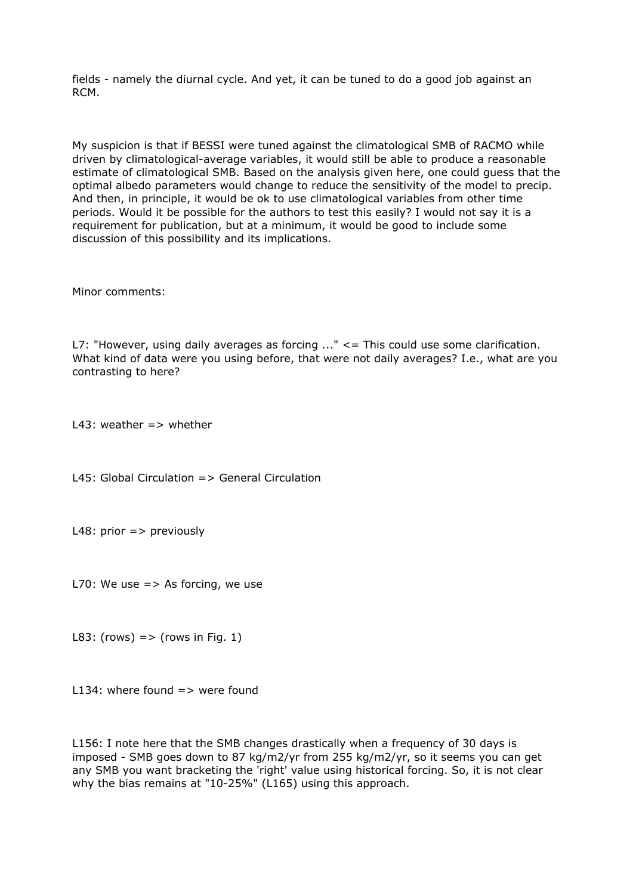fields - namely the diurnal cycle. And yet, it can be tuned to do a good job against an RCM.

My suspicion is that if BESSI were tuned against the climatological SMB of RACMO while driven by climatological-average variables, it would still be able to produce a reasonable estimate of climatological SMB. Based on the analysis given here, one could guess that the optimal albedo parameters would change to reduce the sensitivity of the model to precip. And then, in principle, it would be ok to use climatological variables from other time periods. Would it be possible for the authors to test this easily? I would not say it is a requirement for publication, but at a minimum, it would be good to include some discussion of this possibility and its implications.

Minor comments:

L7: "However, using daily averages as forcing ..." <= This could use some clarification. What kind of data were you using before, that were not daily averages? I.e., what are you contrasting to here?

L43: weather => whether

L45: Global Circulation => General Circulation

L48: prior => previously

L70: We use => As forcing, we use

L83: (rows) => (rows in Fig. 1)

L134: where found => were found

L156: I note here that the SMB changes drastically when a frequency of 30 days is imposed - SMB goes down to 87 kg/m2/yr from 255 kg/m2/yr, so it seems you can get any SMB you want bracketing the 'right' value using historical forcing. So, it is not clear why the bias remains at "10-25%" (L165) using this approach.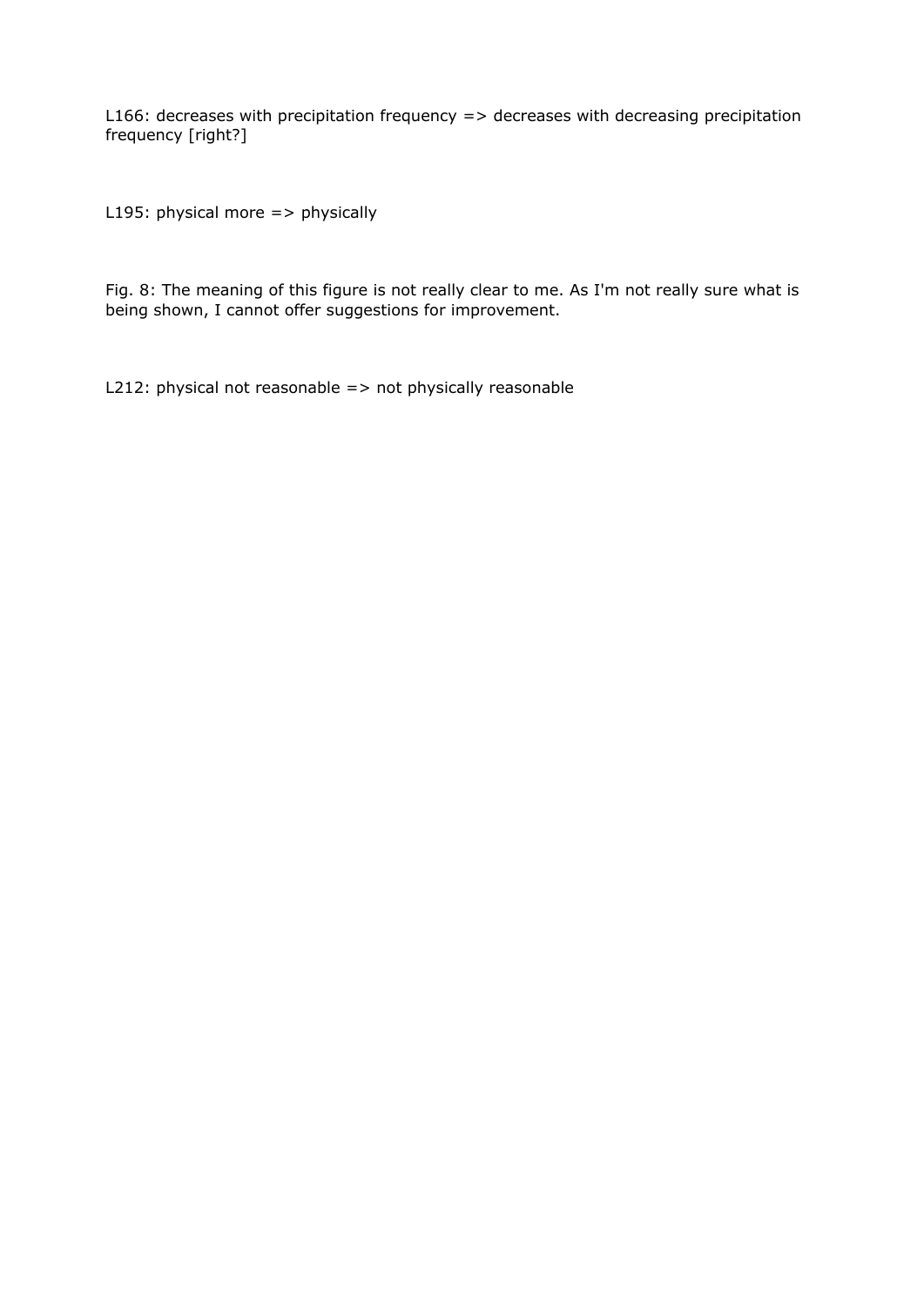L166: decreases with precipitation frequency => decreases with decreasing precipitation frequency [right?]

L195: physical more => physically

Fig. 8: The meaning of this figure is not really clear to me. As I'm not really sure what is being shown, I cannot offer suggestions for improvement.

L212: physical not reasonable => not physically reasonable